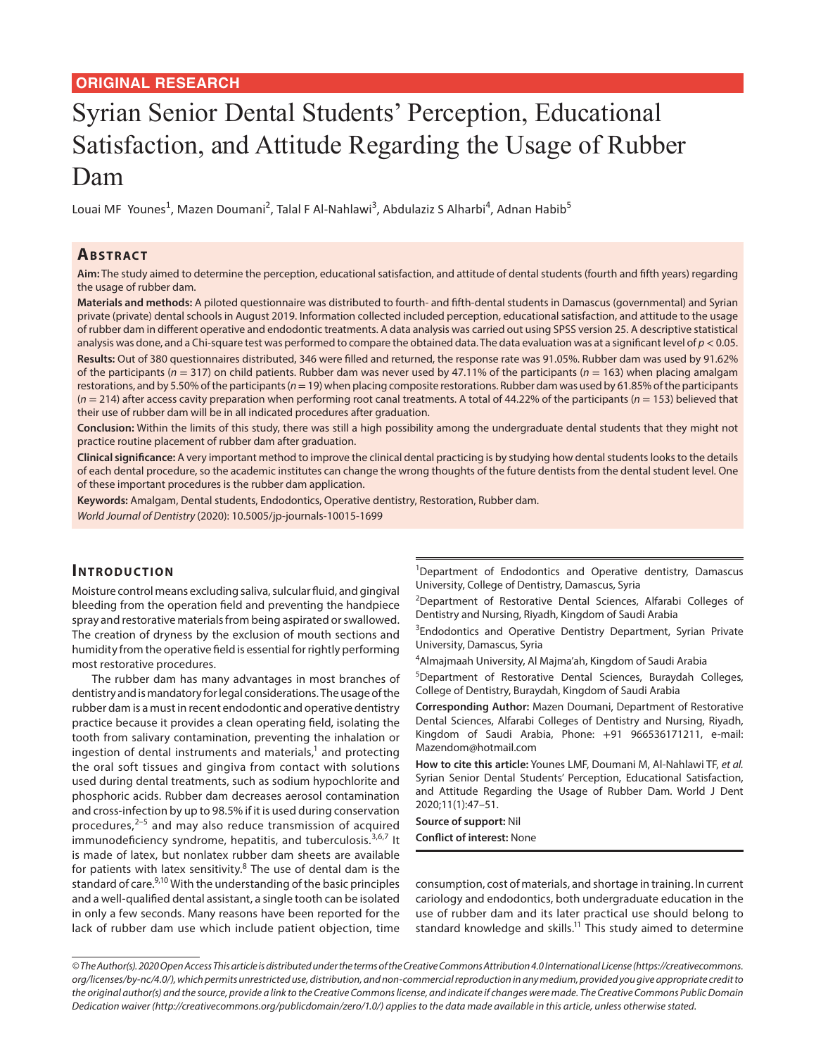**ORIGINAL RESEARCH**

# Syrian Senior Dental Students' Perception, Educational Satisfaction, and Attitude Regarding the Usage of Rubber Dam

Louai MF Younes[1], Mazen Doumani[2], Talal F Al-Nahlawi[3], Abdulaziz S Alharbi[4], Adnan Habib[5]

## Abstract

**Aim:** The study aimed to determine the perception, educational satisfaction, and attitude of dental students (fourth and fifth years) regarding the usage of rubber dam.

**Materials and methods:** A piloted questionnaire was distributed to fourth- and fifth-dental students in Damascus (governmental) and Syrian private (private) dental schools in August 2019. Information collected included perception, educational satisfaction, and attitude to the usage of rubber dam in different operative and endodontic treatments. A data analysis was carried out using SPSS version 25. A descriptive statistical analysis was done, and a Chi-square test was performed to compare the obtained data. The data evaluation was at a significant level of $p < 0.05$.

**Results:** Out of 380 questionnaires distributed, 346 were filled and returned, the response rate was 91.05%. Rubber dam was used by 91.62% of the participants ($n = 317$) on child patients. Rubber dam was never used by 47.11% of the participants ($n = 163$) when placing amalgam restorations, and by 5.50% of the participants ($n = 19$) when placing composite restorations. Rubber dam was used by 61.85% of the participants ($n = 214$) after access cavity preparation when performing root canal treatments. A total of 44.22% of the participants ($n = 153$) believed that their use of rubber dam will be in all indicated procedures after graduation.

**Conclusion:** Within the limits of this study, there was still a high possibility among the undergraduate dental students that they might not practice routine placement of rubber dam after graduation.

**Clinical significance:** A very important method to improve the clinical dental practicing is by studying how dental students looks to the details of each dental procedure, so the academic institutes can change the wrong thoughts of the future dentists from the dental student level. One of these important procedures is the rubber dam application.

**Keywords:** Amalgam, Dental students, Endodontics, Operative dentistry, Restoration, Rubber dam.

*World Journal of Dentistry* (2020): 10.5005/jp-journals-10015-1699

## Introduction

Moisture control means excluding saliva, sulcular fluid, and gingival bleeding from the operation field and preventing the handpiece spray and restorative materials from being aspirated or swallowed. The creation of dryness by the exclusion of mouth sections and humidity from the operative field is essential for rightly performing most restorative procedures.

The rubber dam has many advantages in most branches of dentistry and is mandatory for legal considerations. The usage of the rubber dam is a must in recent endodontic and operative dentistry practice because it provides a clean operating field, isolating the tooth from salivary contamination, preventing the inhalation or ingestion of dental instruments and materials,[1] and protecting the oral soft tissues and gingiva from contact with solutions used during dental treatments, such as sodium hypochlorite and phosphoric acids. Rubber dam decreases aerosol contamination and cross-infection by up to 98.5% if it is used during conservation procedures,[2–5] and may also reduce transmission of acquired immunodeficiency syndrome, hepatitis, and tuberculosis.[3,6,7] It is made of latex, but nonlatex rubber dam sheets are available for patients with latex sensitivity.[8] The use of dental dam is the standard of care.[9,10] With the understanding of the basic principles and a well-qualified dental assistant, a single tooth can be isolated in only a few seconds. Many reasons have been reported for the lack of rubber dam use which include patient objection, time consumption, cost of materials, and shortage in training. In current cariology and endodontics, both undergraduate education in the use of rubber dam and its later practical use should belong to standard knowledge and skills.[11] This study aimed to determine

[1]Department of Endodontics and Operative dentistry, Damascus University, College of Dentistry, Damascus, Syria

[2]Department of Restorative Dental Sciences, Alfarabi Colleges of Dentistry and Nursing, Riyadh, Kingdom of Saudi Arabia

[3]Endodontics and Operative Dentistry Department, Syrian Private University, Damascus, Syria

[4]Almajmaah University, Al Majma'ah, Kingdom of Saudi Arabia

[5]Department of Restorative Dental Sciences, Buraydah Colleges, College of Dentistry, Buraydah, Kingdom of Saudi Arabia

**Corresponding Author:** Mazen Doumani, Department of Restorative Dental Sciences, Alfarabi Colleges of Dentistry and Nursing, Riyadh, Kingdom of Saudi Arabia, Phone: +91 966536171211, e-mail: Mazendom@hotmail.com

**How to cite this article:** Younes LMF, Doumani M, Al-Nahlawi TF, *et al.* Syrian Senior Dental Students' Perception, Educational Satisfaction, and Attitude Regarding the Usage of Rubber Dam. World J Dent 2020;11(1):47–51.

**Source of support:** Nil

**Conflict of interest:** None

*© The Author(s). 2020 Open Access This article is distributed under the terms of the Creative Commons Attribution 4.0 International License (https://creativecommons.org/licenses/by-nc/4.0/), which permits unrestricted use, distribution, and non-commercial reproduction in any medium, provided you give appropriate credit to the original author(s) and the source, provide a link to the Creative Commons license, and indicate if changes were made. The Creative Commons Public Domain Dedication waiver (http://creativecommons.org/publicdomain/zero/1.0/) applies to the data made available in this article, unless otherwise stated.*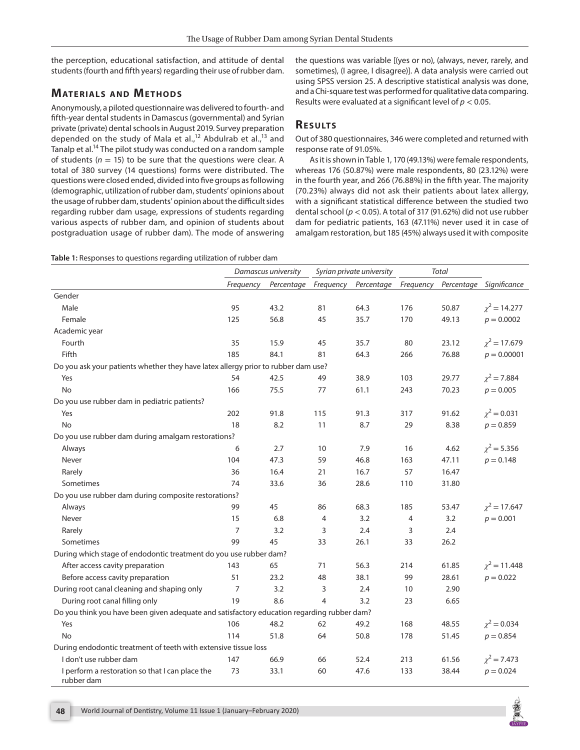the perception, educational satisfaction, and attitude of dental students (fourth and fifth years) regarding their use of rubber dam.

## Materials and Methods

Anonymously, a piloted questionnaire was delivered to fourth- and fifth-year dental students in Damascus (governmental) and Syrian private (private) dental schools in August 2019. Survey preparation depended on the study of Mala et al.,[12] Abdulrab et al.,[13] and Tanalp et al.[14] The pilot study was conducted on a random sample of students ($n = 15$) to be sure that the questions were clear. A total of 380 survey (14 questions) forms were distributed. The questions were closed ended, divided into five groups as following (demographic, utilization of rubber dam, students' opinions about the usage of rubber dam, students' opinion about the difficult sides regarding rubber dam usage, expressions of students regarding various aspects of rubber dam, and opinion of students about postgraduation usage of rubber dam). The mode of answering the questions was variable [(yes or no), (always, never, rarely, and sometimes), (I agree, I disagree)]. A data analysis were carried out using SPSS version 25. A descriptive statistical analysis was done, and a Chi-square test was performed for qualitative data comparing. Results were evaluated at a significant level of $p < 0.05$.

## Results

Out of 380 questionnaires, 346 were completed and returned with response rate of 91.05%.

As it is shown in Table 1, 170 (49.13%) were female respondents, whereas 176 (50.87%) were male respondents, 80 (23.12%) were in the fourth year, and 266 (76.88%) in the fifth year. The majority (70.23%) always did not ask their patients about latex allergy, with a significant statistical difference between the studied two dental school ($p < 0.05$). A total of 317 (91.62%) did not use rubber dam for pediatric patients, 163 (47.11%) never used it in case of amalgam restoration, but 185 (45%) always used it with composite

**Table 1:** Responses to questions regarding utilization of rubber dam

| | *Damascus university* | | *Syrian private university* | | *Total* | | |
|---|---|---|---|---|---|---|---|
| | *Frequency* | *Percentage* | *Frequency* | *Percentage* | *Frequency* | *Percentage* | *Significance* |
| Gender | | | | | | | |
| Male | 95 | 43.2 | 81 | 64.3 | 176 | 50.87 | $\chi^2 = 14.277$ |
| Female | 125 | 56.8 | 45 | 35.7 | 170 | 49.13 | $p = 0.0002$ |
| Academic year | | | | | | | |
| Fourth | 35 | 15.9 | 45 | 35.7 | 80 | 23.12 | $\chi^2 = 17.679$ |
| Fifth | 185 | 84.1 | 81 | 64.3 | 266 | 76.88 | $p = 0.00001$ |
| Do you ask your patients whether they have latex allergy prior to rubber dam use? | | | | | | | |
| Yes | 54 | 42.5 | 49 | 38.9 | 103 | 29.77 | $\chi^2 = 7.884$ |
| No | 166 | 75.5 | 77 | 61.1 | 243 | 70.23 | $p = 0.005$ |
| Do you use rubber dam in pediatric patients? | | | | | | | |
| Yes | 202 | 91.8 | 115 | 91.3 | 317 | 91.62 | $\chi^2 = 0.031$ |
| No | 18 | 8.2 | 11 | 8.7 | 29 | 8.38 | $p = 0.859$ |
| Do you use rubber dam during amalgam restorations? | | | | | | | |
| Always | 6 | 2.7 | 10 | 7.9 | 16 | 4.62 | $\chi^2 = 5.356$ |
| Never | 104 | 47.3 | 59 | 46.8 | 163 | 47.11 | $p = 0.148$ |
| Rarely | 36 | 16.4 | 21 | 16.7 | 57 | 16.47 | |
| Sometimes | 74 | 33.6 | 36 | 28.6 | 110 | 31.80 | |
| Do you use rubber dam during composite restorations? | | | | | | | |
| Always | 99 | 45 | 86 | 68.3 | 185 | 53.47 | $\chi^2 = 17.647$ |
| Never | 15 | 6.8 | 4 | 3.2 | 4 | 3.2 | $p = 0.001$ |
| Rarely | 7 | 3.2 | 3 | 2.4 | 3 | 2.4 | |
| Sometimes | 99 | 45 | 33 | 26.1 | 33 | 26.2 | |
| During which stage of endodontic treatment do you use rubber dam? | | | | | | | |
| After access cavity preparation | 143 | 65 | 71 | 56.3 | 214 | 61.85 | $\chi^2 = 11.448$ |
| Before access cavity preparation | 51 | 23.2 | 48 | 38.1 | 99 | 28.61 | $p = 0.022$ |
| During root canal cleaning and shaping only | 7 | 3.2 | 3 | 2.4 | 10 | 2.90 | |
| During root canal filling only | 19 | 8.6 | 4 | 3.2 | 23 | 6.65 | |
| Do you think you have been given adequate and satisfactory education regarding rubber dam? | | | | | | | |
| Yes | 106 | 48.2 | 62 | 49.2 | 168 | 48.55 | $\chi^2 = 0.034$ |
| No | 114 | 51.8 | 64 | 50.8 | 178 | 51.45 | $p = 0.854$ |
| During endodontic treatment of teeth with extensive tissue loss | | | | | | | |
| I don't use rubber dam | 147 | 66.9 | 66 | 52.4 | 213 | 61.56 | $\chi^2 = 7.473$ |
| I perform a restoration so that I can place the rubber dam | 73 | 33.1 | 60 | 47.6 | 133 | 38.44 | $p = 0.024$ |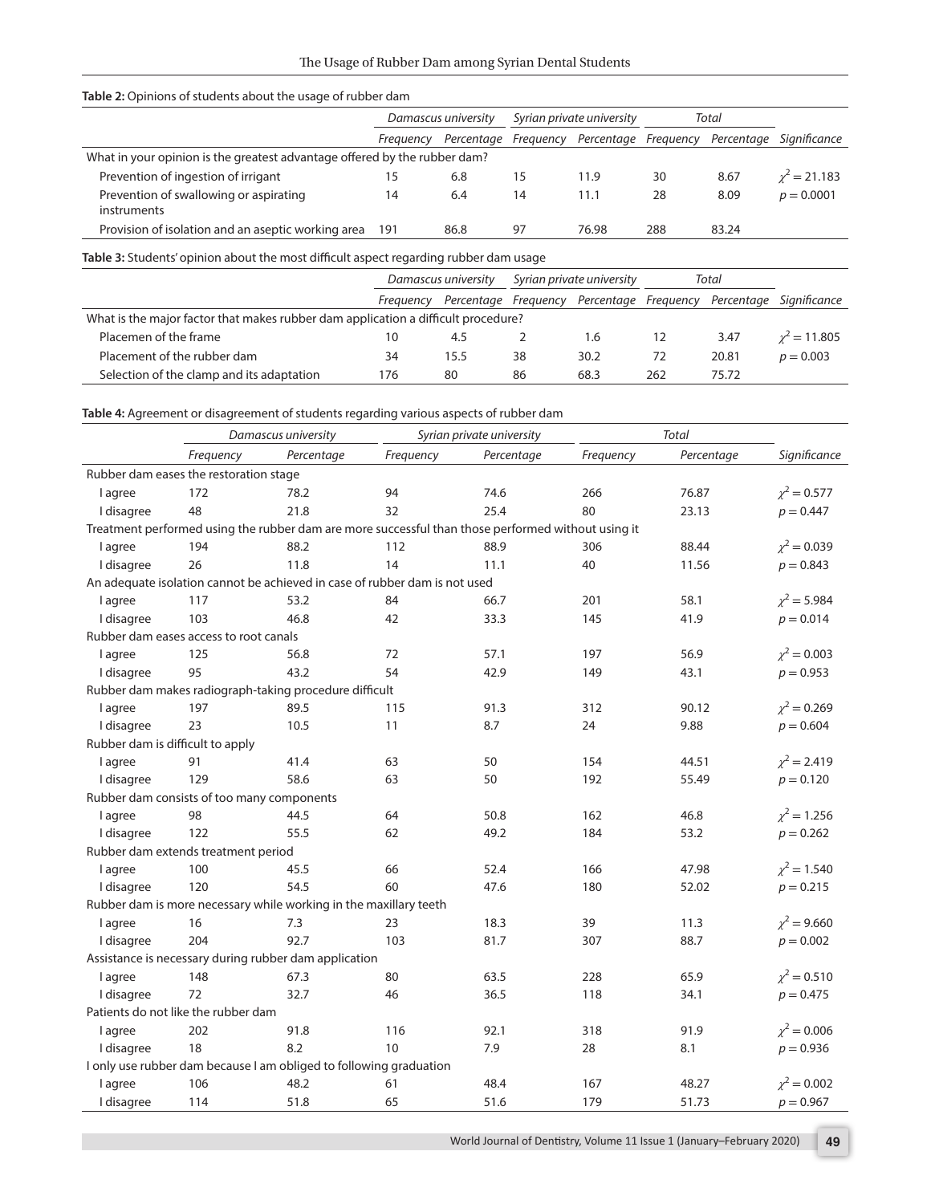**Table 2:** Opinions of students about the usage of rubber dam

| | Damascus university | | Syrian private university | | Total | | |
|---|---|---|---|---|---|---|---|
| | Frequency | Percentage | Frequency | Percentage | Frequency | Percentage | Significance |
| What in your opinion is the greatest advantage offered by the rubber dam? | | | | | | | |
| Prevention of ingestion of irrigant | 15 | 6.8 | 15 | 11.9 | 30 | 8.67 | $\chi^2 = 21.183$ |
| Prevention of swallowing or aspirating instruments | 14 | 6.4 | 14 | 11.1 | 28 | 8.09 | $p = 0.0001$ |
| Provision of isolation and an aseptic working area | 191 | 86.8 | 97 | 76.98 | 288 | 83.24 | |

**Table 3:** Students' opinion about the most difficult aspect regarding rubber dam usage

| | Damascus university | | Syrian private university | | Total | | |
|---|---|---|---|---|---|---|---|
| | Frequency | Percentage | Frequency | Percentage | Frequency | Percentage | Significance |
| What is the major factor that makes rubber dam application a difficult procedure? | | | | | | | |
| Placemen of the frame | 10 | 4.5 | 2 | 1.6 | 12 | 3.47 | $\chi^2 = 11.805$ |
| Placement of the rubber dam | 34 | 15.5 | 38 | 30.2 | 72 | 20.81 | $p = 0.003$ |
| Selection of the clamp and its adaptation | 176 | 80 | 86 | 68.3 | 262 | 75.72 | |

**Table 4:** Agreement or disagreement of students regarding various aspects of rubber dam

| | Damascus university | | Syrian private university | | Total | | |
|---|---|---|---|---|---|---|---|
| | Frequency | Percentage | Frequency | Percentage | Frequency | Percentage | Significance |
| Rubber dam eases the restoration stage | | | | | | | |
| I agree | 172 | 78.2 | 94 | 74.6 | 266 | 76.87 | $\chi^2 = 0.577$ |
| I disagree | 48 | 21.8 | 32 | 25.4 | 80 | 23.13 | $p = 0.447$ |
| Treatment performed using the rubber dam are more successful than those performed without using it | | | | | | | |
| I agree | 194 | 88.2 | 112 | 88.9 | 306 | 88.44 | $\chi^2 = 0.039$ |
| I disagree | 26 | 11.8 | 14 | 11.1 | 40 | 11.56 | $p = 0.843$ |
| An adequate isolation cannot be achieved in case of rubber dam is not used | | | | | | | |
| I agree | 117 | 53.2 | 84 | 66.7 | 201 | 58.1 | $\chi^2 = 5.984$ |
| I disagree | 103 | 46.8 | 42 | 33.3 | 145 | 41.9 | $p = 0.014$ |
| Rubber dam eases access to root canals | | | | | | | |
| I agree | 125 | 56.8 | 72 | 57.1 | 197 | 56.9 | $\chi^2 = 0.003$ |
| I disagree | 95 | 43.2 | 54 | 42.9 | 149 | 43.1 | $p = 0.953$ |
| Rubber dam makes radiograph-taking procedure difficult | | | | | | | |
| I agree | 197 | 89.5 | 115 | 91.3 | 312 | 90.12 | $\chi^2 = 0.269$ |
| I disagree | 23 | 10.5 | 11 | 8.7 | 24 | 9.88 | $p = 0.604$ |
| Rubber dam is difficult to apply | | | | | | | |
| I agree | 91 | 41.4 | 63 | 50 | 154 | 44.51 | $\chi^2 = 2.419$ |
| I disagree | 129 | 58.6 | 63 | 50 | 192 | 55.49 | $p = 0.120$ |
| Rubber dam consists of too many components | | | | | | | |
| I agree | 98 | 44.5 | 64 | 50.8 | 162 | 46.8 | $\chi^2 = 1.256$ |
| I disagree | 122 | 55.5 | 62 | 49.2 | 184 | 53.2 | $p = 0.262$ |
| Rubber dam extends treatment period | | | | | | | |
| I agree | 100 | 45.5 | 66 | 52.4 | 166 | 47.98 | $\chi^2 = 1.540$ |
| I disagree | 120 | 54.5 | 60 | 47.6 | 180 | 52.02 | $p = 0.215$ |
| Rubber dam is more necessary while working in the maxillary teeth | | | | | | | |
| I agree | 16 | 7.3 | 23 | 18.3 | 39 | 11.3 | $\chi^2 = 9.660$ |
| I disagree | 204 | 92.7 | 103 | 81.7 | 307 | 88.7 | $p = 0.002$ |
| Assistance is necessary during rubber dam application | | | | | | | |
| I agree | 148 | 67.3 | 80 | 63.5 | 228 | 65.9 | $\chi^2 = 0.510$ |
| I disagree | 72 | 32.7 | 46 | 36.5 | 118 | 34.1 | $p = 0.475$ |
| Patients do not like the rubber dam | | | | | | | |
| I agree | 202 | 91.8 | 116 | 92.1 | 318 | 91.9 | $\chi^2 = 0.006$ |
| I disagree | 18 | 8.2 | 10 | 7.9 | 28 | 8.1 | $p = 0.936$ |
| I only use rubber dam because I am obliged to following graduation | | | | | | | |
| I agree | 106 | 48.2 | 61 | 48.4 | 167 | 48.27 | $\chi^2 = 0.002$ |
| I disagree | 114 | 51.8 | 65 | 51.6 | 179 | 51.73 | $p = 0.967$ |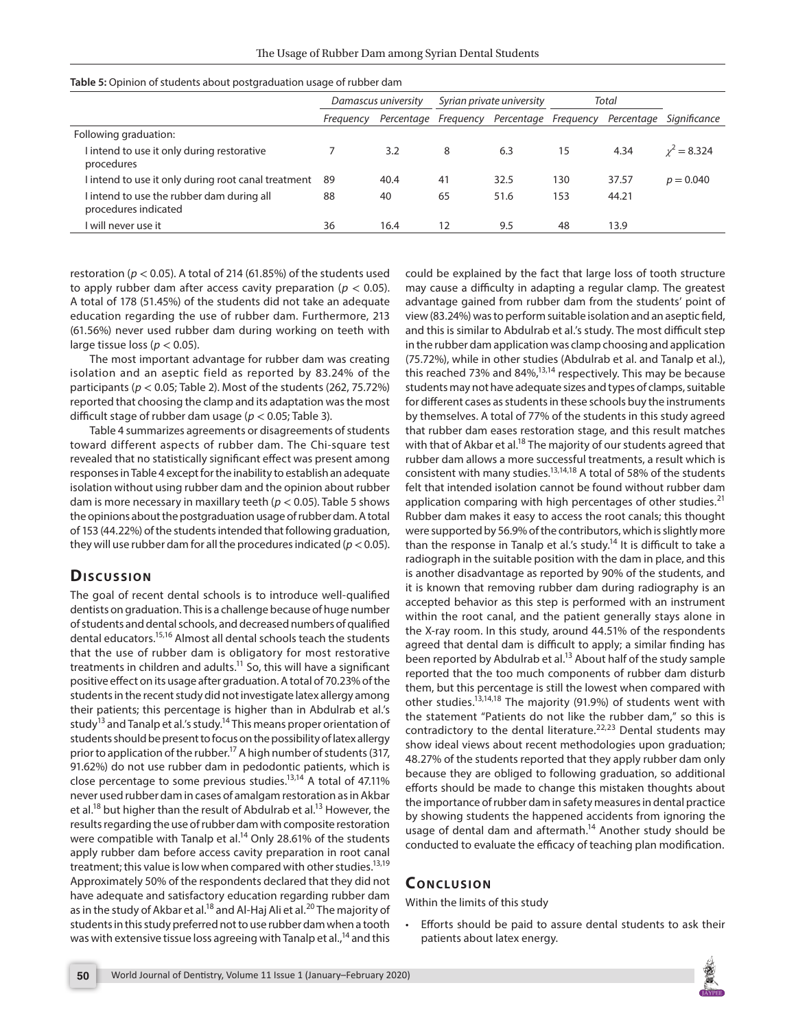**Table 5:** Opinion of students about postgraduation usage of rubber dam

| | *Damascus university* | | *Syrian private university* | | *Total* | | |
|---|---|---|---|---|---|---|---|
| | *Frequency* | *Percentage* | *Frequency* | *Percentage* | *Frequency* | *Percentage* | *Significance* |
| Following graduation: | | | | | | | |
| I intend to use it only during restorative procedures | 7 | 3.2 | 8 | 6.3 | 15 | 4.34 | $\chi^2 = 8.324$ |
| I intend to use it only during root canal treatment | 89 | 40.4 | 41 | 32.5 | 130 | 37.57 | $p = 0.040$ |
| I intend to use the rubber dam during all procedures indicated | 88 | 40 | 65 | 51.6 | 153 | 44.21 | |
| I will never use it | 36 | 16.4 | 12 | 9.5 | 48 | 13.9 | |

restoration ($p < 0.05$). A total of 214 (61.85%) of the students used to apply rubber dam after access cavity preparation ($p < 0.05$). A total of 178 (51.45%) of the students did not take an adequate education regarding the use of rubber dam. Furthermore, 213 (61.56%) never used rubber dam during working on teeth with large tissue loss ($p < 0.05$).

The most important advantage for rubber dam was creating isolation and an aseptic field as reported by 83.24% of the participants ($p < 0.05$; Table 2). Most of the students (262, 75.72%) reported that choosing the clamp and its adaptation was the most difficult stage of rubber dam usage ($p < 0.05$; Table 3).

Table 4 summarizes agreements or disagreements of students toward different aspects of rubber dam. The Chi-square test revealed that no statistically significant effect was present among responses in Table 4 except for the inability to establish an adequate isolation without using rubber dam and the opinion about rubber dam is more necessary in maxillary teeth ($p < 0.05$). Table 5 shows the opinions about the postgraduation usage of rubber dam. A total of 153 (44.22%) of the students intended that following graduation, they will use rubber dam for all the procedures indicated ($p < 0.05$).

## Discussion

The goal of recent dental schools is to introduce well-qualified dentists on graduation. This is a challenge because of huge number of students and dental schools, and decreased numbers of qualified dental educators.[15,16] Almost all dental schools teach the students that the use of rubber dam is obligatory for most restorative treatments in children and adults.[11] So, this will have a significant positive effect on its usage after graduation. A total of 70.23% of the students in the recent study did not investigate latex allergy among their patients; this percentage is higher than in Abdulrab et al.'s study[13] and Tanalp et al.'s study.[14] This means proper orientation of students should be present to focus on the possibility of latex allergy prior to application of the rubber.[17] A high number of students (317, 91.62%) do not use rubber dam in pedodontic patients, which is close percentage to some previous studies.[13,14] A total of 47.11% never used rubber dam in cases of amalgam restoration as in Akbar et al.[18] but higher than the result of Abdulrab et al.[13] However, the results regarding the use of rubber dam with composite restoration were compatible with Tanalp et al.[14] Only 28.61% of the students apply rubber dam before access cavity preparation in root canal treatment; this value is low when compared with other studies.[13,19] Approximately 50% of the respondents declared that they did not have adequate and satisfactory education regarding rubber dam as in the study of Akbar et al.[18] and Al-Haj Ali et al.[20] The majority of students in this study preferred not to use rubber dam when a tooth was with extensive tissue loss agreeing with Tanalp et al.,[14] and this could be explained by the fact that large loss of tooth structure may cause a difficulty in adapting a regular clamp. The greatest advantage gained from rubber dam from the students' point of view (83.24%) was to perform suitable isolation and an aseptic field, and this is similar to Abdulrab et al.'s study. The most difficult step in the rubber dam application was clamp choosing and application (75.72%), while in other studies (Abdulrab et al. and Tanalp et al.), this reached 73% and 84%,[13,14] respectively. This may be because students may not have adequate sizes and types of clamps, suitable for different cases as students in these schools buy the instruments by themselves. A total of 77% of the students in this study agreed that rubber dam eases restoration stage, and this result matches with that of Akbar et al.[18] The majority of our students agreed that rubber dam allows a more successful treatments, a result which is consistent with many studies.[13,14,18] A total of 58% of the students felt that intended isolation cannot be found without rubber dam application comparing with high percentages of other studies.[21] Rubber dam makes it easy to access the root canals; this thought were supported by 56.9% of the contributors, which is slightly more than the response in Tanalp et al.'s study.[14] It is difficult to take a radiograph in the suitable position with the dam in place, and this is another disadvantage as reported by 90% of the students, and it is known that removing rubber dam during radiography is an accepted behavior as this step is performed with an instrument within the root canal, and the patient generally stays alone in the X-ray room. In this study, around 44.51% of the respondents agreed that dental dam is difficult to apply; a similar finding has been reported by Abdulrab et al.[13] About half of the study sample reported that the too much components of rubber dam disturb them, but this percentage is still the lowest when compared with other studies.[13,14,18] The majority (91.9%) of students went with the statement "Patients do not like the rubber dam," so this is contradictory to the dental literature.[22,23] Dental students may show ideal views about recent methodologies upon graduation; 48.27% of the students reported that they apply rubber dam only because they are obliged to following graduation, so additional efforts should be made to change this mistaken thoughts about the importance of rubber dam in safety measures in dental practice by showing students the happened accidents from ignoring the usage of dental dam and aftermath.[14] Another study should be conducted to evaluate the efficacy of teaching plan modification.

## Conclusion

Within the limits of this study

- Efforts should be paid to assure dental students to ask their patients about latex energy.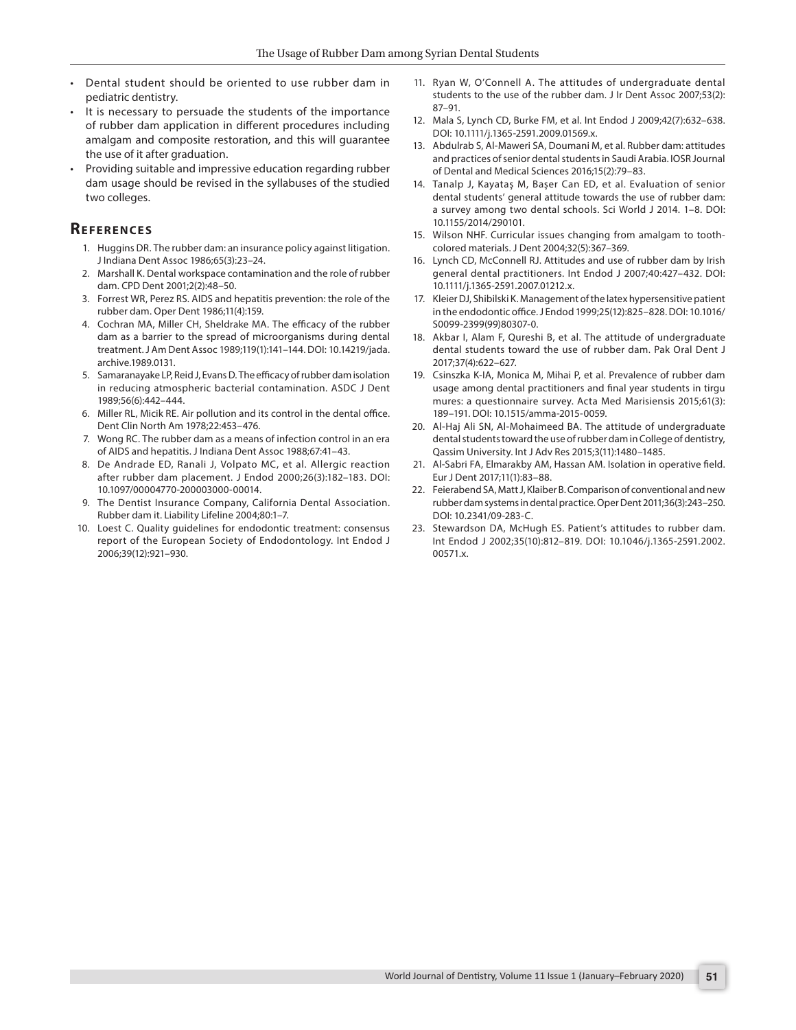- Dental student should be oriented to use rubber dam in pediatric dentistry.
- It is necessary to persuade the students of the importance of rubber dam application in different procedures including amalgam and composite restoration, and this will guarantee the use of it after graduation.
- Providing suitable and impressive education regarding rubber dam usage should be revised in the syllabuses of the studied two colleges.

## References

1. Huggins DR. The rubber dam: an insurance policy against litigation. J Indiana Dent Assoc 1986;65(3):23–24.
2. Marshall K. Dental workspace contamination and the role of rubber dam. CPD Dent 2001;2(2):48–50.
3. Forrest WR, Perez RS. AIDS and hepatitis prevention: the role of the rubber dam. Oper Dent 1986;11(4):159.
4. Cochran MA, Miller CH, Sheldrake MA. The efficacy of the rubber dam as a barrier to the spread of microorganisms during dental treatment. J Am Dent Assoc 1989;119(1):141–144. DOI: 10.14219/jada.archive.1989.0131.
5. Samaranayake LP, Reid J, Evans D. The efficacy of rubber dam isolation in reducing atmospheric bacterial contamination. ASDC J Dent 1989;56(6):442–444.
6. Miller RL, Micik RE. Air pollution and its control in the dental office. Dent Clin North Am 1978;22:453–476.
7. Wong RC. The rubber dam as a means of infection control in an era of AIDS and hepatitis. J Indiana Dent Assoc 1988;67:41–43.
8. De Andrade ED, Ranali J, Volpato MC, et al. Allergic reaction after rubber dam placement. J Endod 2000;26(3):182–183. DOI: 10.1097/00004770-200003000-00014.
9. The Dentist Insurance Company, California Dental Association. Rubber dam it. Liability Lifeline 2004;80:1–7.
10. Loest C. Quality guidelines for endodontic treatment: consensus report of the European Society of Endodontology. Int Endod J 2006;39(12):921–930.
11. Ryan W, O'Connell A. The attitudes of undergraduate dental students to the use of the rubber dam. J Ir Dent Assoc 2007;53(2): 87–91.
12. Mala S, Lynch CD, Burke FM, et al. Int Endod J 2009;42(7):632–638. DOI: 10.1111/j.1365-2591.2009.01569.x.
13. Abdulrab S, Al-Maweri SA, Doumani M, et al. Rubber dam: attitudes and practices of senior dental students in Saudi Arabia. IOSR Journal of Dental and Medical Sciences 2016;15(2):79–83.
14. Tanalp J, Kayataş M, Başer Can ED, et al. Evaluation of senior dental students' general attitude towards the use of rubber dam: a survey among two dental schools. Sci World J 2014. 1–8. DOI: 10.1155/2014/290101.
15. Wilson NHF. Curricular issues changing from amalgam to tooth-colored materials. J Dent 2004;32(5):367–369.
16. Lynch CD, McConnell RJ. Attitudes and use of rubber dam by Irish general dental practitioners. Int Endod J 2007;40:427–432. DOI: 10.1111/j.1365-2591.2007.01212.x.
17. Kleier DJ, Shibilski K. Management of the latex hypersensitive patient in the endodontic office. J Endod 1999;25(12):825–828. DOI: 10.1016/S0099-2399(99)80307-0.
18. Akbar I, Alam F, Qureshi B, et al. The attitude of undergraduate dental students toward the use of rubber dam. Pak Oral Dent J 2017;37(4):622–627.
19. Csinszka K-IA, Monica M, Mihai P, et al. Prevalence of rubber dam usage among dental practitioners and final year students in tirgu mures: a questionnaire survey. Acta Med Marisiensis 2015;61(3): 189–191. DOI: 10.1515/amma-2015-0059.
20. Al-Haj Ali SN, Al-Mohaimeed BA. The attitude of undergraduate dental students toward the use of rubber dam in College of dentistry, Qassim University. Int J Adv Res 2015;3(11):1480–1485.
21. Al-Sabri FA, Elmarakby AM, Hassan AM. Isolation in operative field. Eur J Dent 2017;11(1):83–88.
22. Feierabend SA, Matt J, Klaiber B. Comparison of conventional and new rubber dam systems in dental practice. Oper Dent 2011;36(3):243–250. DOI: 10.2341/09-283-C.
23. Stewardson DA, McHugh ES. Patient's attitudes to rubber dam. Int Endod J 2002;35(10):812–819. DOI: 10.1046/j.1365-2591.2002.00571.x.